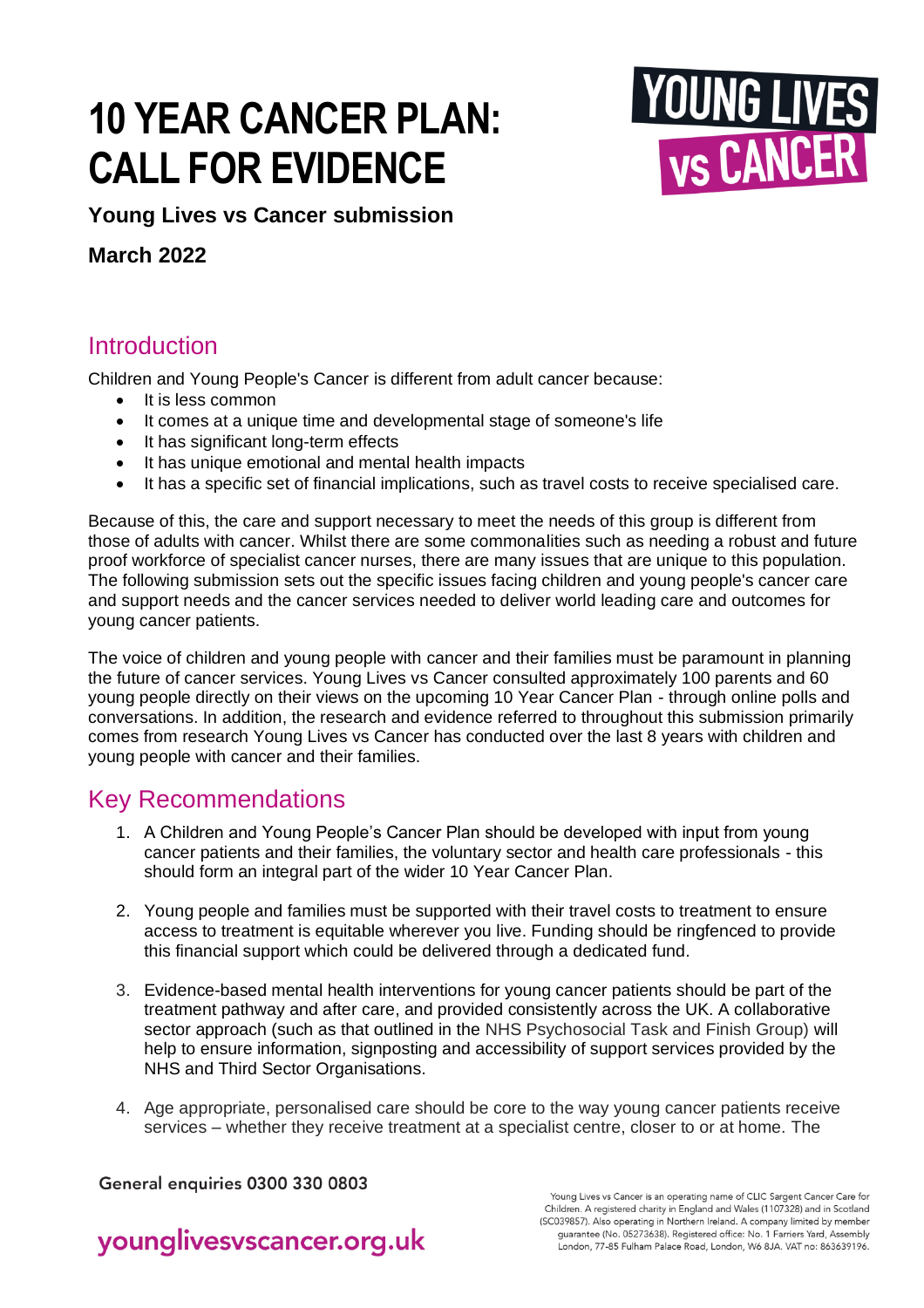# 10 YEAR CANCER PLAN: CALL FOR EVIDENCE

**Young Lives vs Cancer submission**

**March 2022**

## Introduction

Children and Young People's Cancer is different from adult cancer because:

- It is less common
- It comes at a unique time and developmental stage of someone's life
- It has significant long-term effects
- It has unique emotional and mental health impacts
- It has a specific set of financial implications, such as travel costs to receive specialised care.

Because of this, the care and support necessary to meet the needs of this group is different from those of adults with cancer. Whilst there are some commonalities such as needing a robust and future proof workforce of specialist cancer nurses, there are many issues that are unique to this population. The following submission sets out the specific issues facing children and young people's cancer care and support needs and the cancer services needed to deliver world leading care and outcomes for young cancer patients.

The voice of children and young people with cancer and their families must be paramount in planning the future of cancer services. Young Lives vs Cancer consulted approximately 100 parents and 60 young people directly on their views on the upcoming 10 Year Cancer Plan - through online polls and conversations. In addition, the research and evidence referred to throughout this submission primarily comes from research Young Lives vs Cancer has conducted over the last 8 years with children and young people with cancer and their families.

## Key Recommendations

1. A Children and Young People's Cancer Plan should be developed with input from young cancer patients and their families, the voluntary sector and health care professionals - this should form an integral part of the wider 10 Year Cancer Plan.

2. Young people and families must be supported with their travel costs to treatment to ensure access to treatment is equitable wherever you live. Funding should be ringfenced to provide this financial support which could be delivered through a dedicated fund.

3. Evidence-based mental health interventions for young cancer patients should be part of the treatment pathway and after care, and provided consistently across the UK. A collaborative sector approach (such as that outlined in the NHS Psychosocial Task and Finish Group) will help to ensure information, signposting and accessibility of support services provided by the NHS and Third Sector Organisations.

4. Age appropriate, personalised care should be core to the way young cancer patients receive services – whether they receive treatment at a specialist centre, closer to or at home. The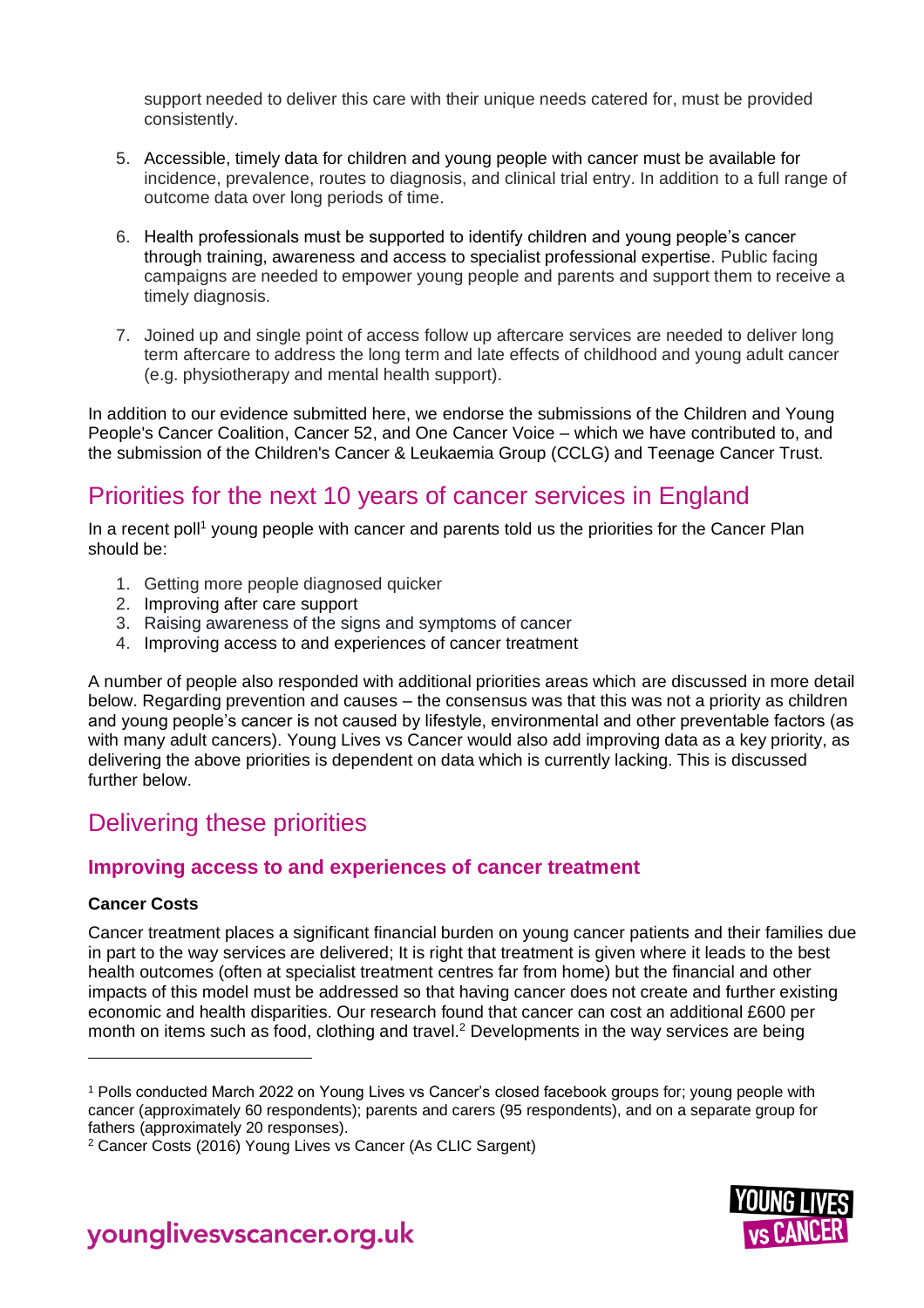support needed to deliver this care with their unique needs catered for, must be provided consistently.

5. Accessible, timely data for children and young people with cancer must be available for incidence, prevalence, routes to diagnosis, and clinical trial entry. In addition to a full range of outcome data over long periods of time.

6. Health professionals must be supported to identify children and young people's cancer through training, awareness and access to specialist professional expertise. Public facing campaigns are needed to empower young people and parents and support them to receive a timely diagnosis.

7. Joined up and single point of access follow up aftercare services are needed to deliver long term aftercare to address the long term and late effects of childhood and young adult cancer (e.g. physiotherapy and mental health support).

In addition to our evidence submitted here, we endorse the submissions of the Children and Young People's Cancer Coalition, Cancer 52, and One Cancer Voice – which we have contributed to, and the submission of the Children's Cancer & Leukaemia Group (CCLG) and Teenage Cancer Trust.

## Priorities for the next 10 years of cancer services in England

In a recent poll[1] young people with cancer and parents told us the priorities for the Cancer Plan should be:

1. Getting more people diagnosed quicker
2. Improving after care support
3. Raising awareness of the signs and symptoms of cancer
4. Improving access to and experiences of cancer treatment

A number of people also responded with additional priorities areas which are discussed in more detail below. Regarding prevention and causes – the consensus was that this was not a priority as children and young people's cancer is not caused by lifestyle, environmental and other preventable factors (as with many adult cancers). Young Lives vs Cancer would also add improving data as a key priority, as delivering the above priorities is dependent on data which is currently lacking. This is discussed further below.

## Delivering these priorities

### Improving access to and experiences of cancer treatment

**Cancer Costs**

Cancer treatment places a significant financial burden on young cancer patients and their families due in part to the way services are delivered; It is right that treatment is given where it leads to the best health outcomes (often at specialist treatment centres far from home) but the financial and other impacts of this model must be addressed so that having cancer does not create and further existing economic and health disparities. Our research found that cancer can cost an additional £600 per month on items such as food, clothing and travel.[2] Developments in the way services are being

---

[1] Polls conducted March 2022 on Young Lives vs Cancer's closed facebook groups for; young people with cancer (approximately 60 respondents); parents and carers (95 respondents), and on a separate group for fathers (approximately 20 responses).

[2] Cancer Costs (2016) Young Lives vs Cancer (As CLIC Sargent)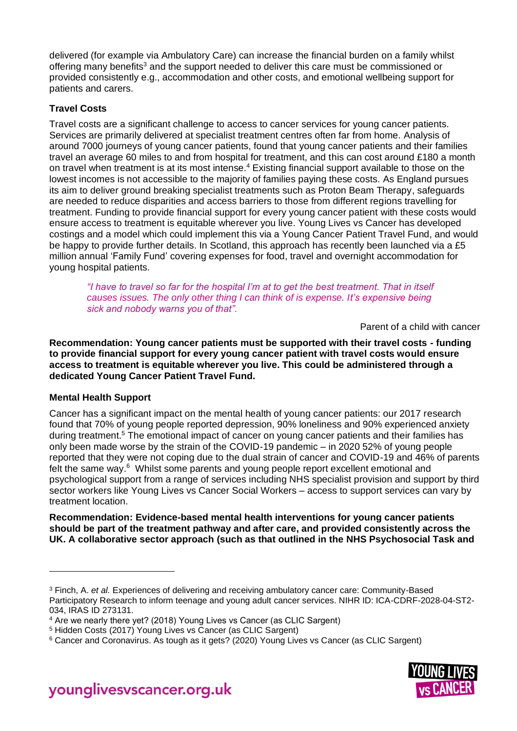delivered (for example via Ambulatory Care) can increase the financial burden on a family whilst offering many benefits[3] and the support needed to deliver this care must be commissioned or provided consistently e.g., accommodation and other costs, and emotional wellbeing support for patients and carers.

**Travel Costs**

Travel costs are a significant challenge to access to cancer services for young cancer patients. Services are primarily delivered at specialist treatment centres often far from home. Analysis of around 7000 journeys of young cancer patients, found that young cancer patients and their families travel an average 60 miles to and from hospital for treatment, and this can cost around £180 a month on travel when treatment is at its most intense.[4] Existing financial support available to those on the lowest incomes is not accessible to the majority of families paying these costs. As England pursues its aim to deliver ground breaking specialist treatments such as Proton Beam Therapy, safeguards are needed to reduce disparities and access barriers to those from different regions travelling for treatment. Funding to provide financial support for every young cancer patient with these costs would ensure access to treatment is equitable wherever you live. Young Lives vs Cancer has developed costings and a model which could implement this via a Young Cancer Patient Travel Fund, and would be happy to provide further details. In Scotland, this approach has recently been launched via a £5 million annual 'Family Fund' covering expenses for food, travel and overnight accommodation for young hospital patients.

> *"I have to travel so far for the hospital I'm at to get the best treatment. That in itself causes issues. The only other thing I can think of is expense. It's expensive being sick and nobody warns you of that".*
>
> Parent of a child with cancer

**Recommendation: Young cancer patients must be supported with their travel costs - funding to provide financial support for every young cancer patient with travel costs would ensure access to treatment is equitable wherever you live. This could be administered through a dedicated Young Cancer Patient Travel Fund.**

**Mental Health Support**

Cancer has a significant impact on the mental health of young cancer patients: our 2017 research found that 70% of young people reported depression, 90% loneliness and 90% experienced anxiety during treatment.[5] The emotional impact of cancer on young cancer patients and their families has only been made worse by the strain of the COVID-19 pandemic – in 2020 52% of young people reported that they were not coping due to the dual strain of cancer and COVID-19 and 46% of parents felt the same way.[6] Whilst some parents and young people report excellent emotional and psychological support from a range of services including NHS specialist provision and support by third sector workers like Young Lives vs Cancer Social Workers – access to support services can vary by treatment location.

**Recommendation: Evidence-based mental health interventions for young cancer patients should be part of the treatment pathway and after care, and provided consistently across the UK. A collaborative sector approach (such as that outlined in the NHS Psychosocial Task and**

---

[3] Finch, A. *et al.* Experiences of delivering and receiving ambulatory cancer care: Community-Based Participatory Research to inform teenage and young adult cancer services. NIHR ID: ICA-CDRF-2028-04-ST2-034, IRAS ID 273131.

[4] Are we nearly there yet? (2018) Young Lives vs Cancer (as CLIC Sargent)

[5] Hidden Costs (2017) Young Lives vs Cancer (as CLIC Sargent)

[6] Cancer and Coronavirus. As tough as it gets? (2020) Young Lives vs Cancer (as CLIC Sargent)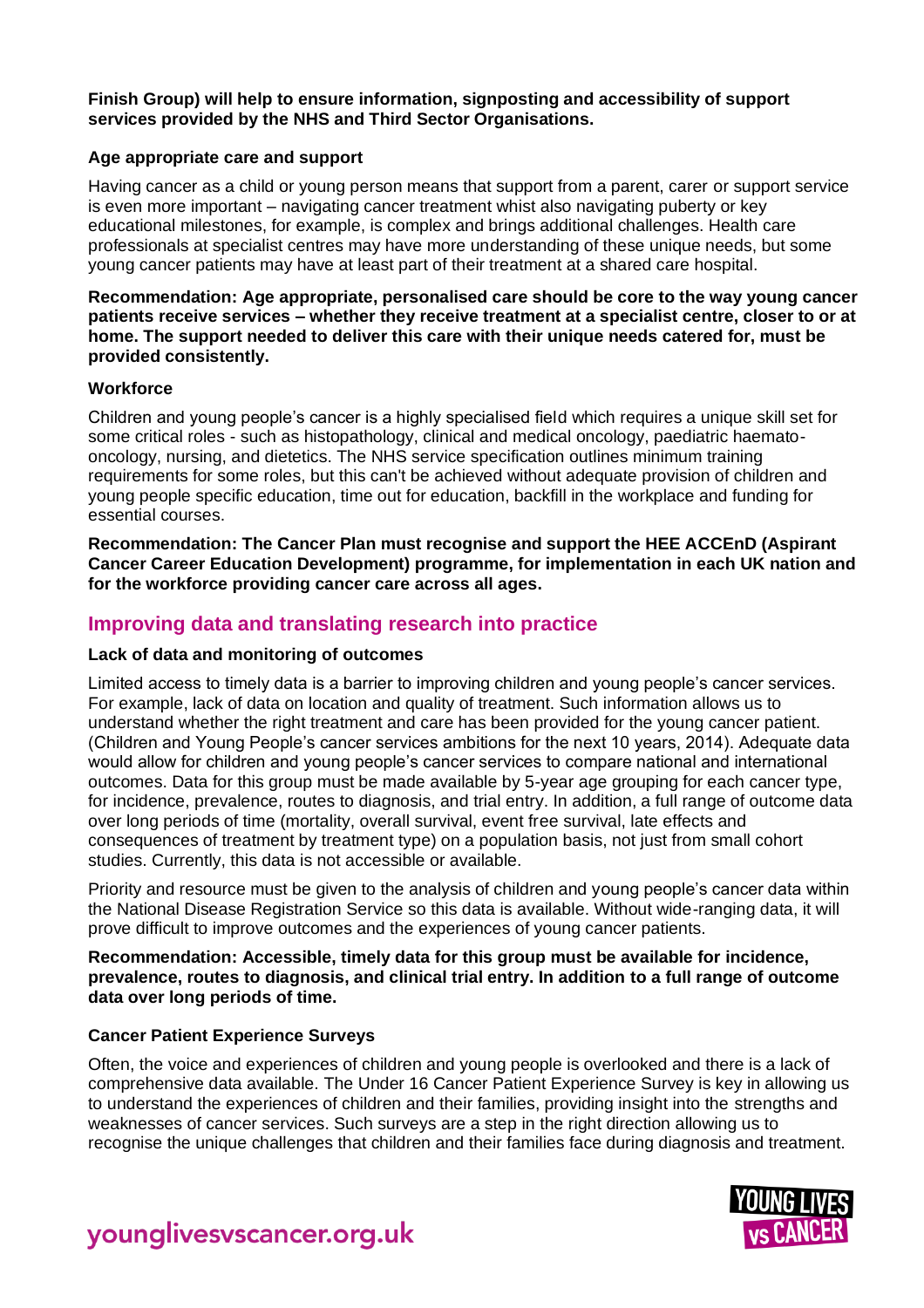**Finish Group) will help to ensure information, signposting and accessibility of support services provided by the NHS and Third Sector Organisations.**

### Age appropriate care and support

Having cancer as a child or young person means that support from a parent, carer or support service is even more important – navigating cancer treatment whist also navigating puberty or key educational milestones, for example, is complex and brings additional challenges. Health care professionals at specialist centres may have more understanding of these unique needs, but some young cancer patients may have at least part of their treatment at a shared care hospital.

**Recommendation: Age appropriate, personalised care should be core to the way young cancer patients receive services – whether they receive treatment at a specialist centre, closer to or at home. The support needed to deliver this care with their unique needs catered for, must be provided consistently.**

### Workforce

Children and young people's cancer is a highly specialised field which requires a unique skill set for some critical roles - such as histopathology, clinical and medical oncology, paediatric haemato-oncology, nursing, and dietetics. The NHS service specification outlines minimum training requirements for some roles, but this can't be achieved without adequate provision of children and young people specific education, time out for education, backfill in the workplace and funding for essential courses.

**Recommendation: The Cancer Plan must recognise and support the HEE ACCEnD (Aspirant Cancer Career Education Development) programme, for implementation in each UK nation and for the workforce providing cancer care across all ages.**

## Improving data and translating research into practice

### Lack of data and monitoring of outcomes

Limited access to timely data is a barrier to improving children and young people's cancer services. For example, lack of data on location and quality of treatment. Such information allows us to understand whether the right treatment and care has been provided for the young cancer patient. (Children and Young People's cancer services ambitions for the next 10 years, 2014). Adequate data would allow for children and young people's cancer services to compare national and international outcomes. Data for this group must be made available by 5-year age grouping for each cancer type, for incidence, prevalence, routes to diagnosis, and trial entry. In addition, a full range of outcome data over long periods of time (mortality, overall survival, event free survival, late effects and consequences of treatment by treatment type) on a population basis, not just from small cohort studies. Currently, this data is not accessible or available.

Priority and resource must be given to the analysis of children and young people's cancer data within the National Disease Registration Service so this data is available. Without wide-ranging data, it will prove difficult to improve outcomes and the experiences of young cancer patients.

**Recommendation: Accessible, timely data for this group must be available for incidence, prevalence, routes to diagnosis, and clinical trial entry. In addition to a full range of outcome data over long periods of time.**

### Cancer Patient Experience Surveys

Often, the voice and experiences of children and young people is overlooked and there is a lack of comprehensive data available. The Under 16 Cancer Patient Experience Survey is key in allowing us to understand the experiences of children and their families, providing insight into the strengths and weaknesses of cancer services. Such surveys are a step in the right direction allowing us to recognise the unique challenges that children and their families face during diagnosis and treatment.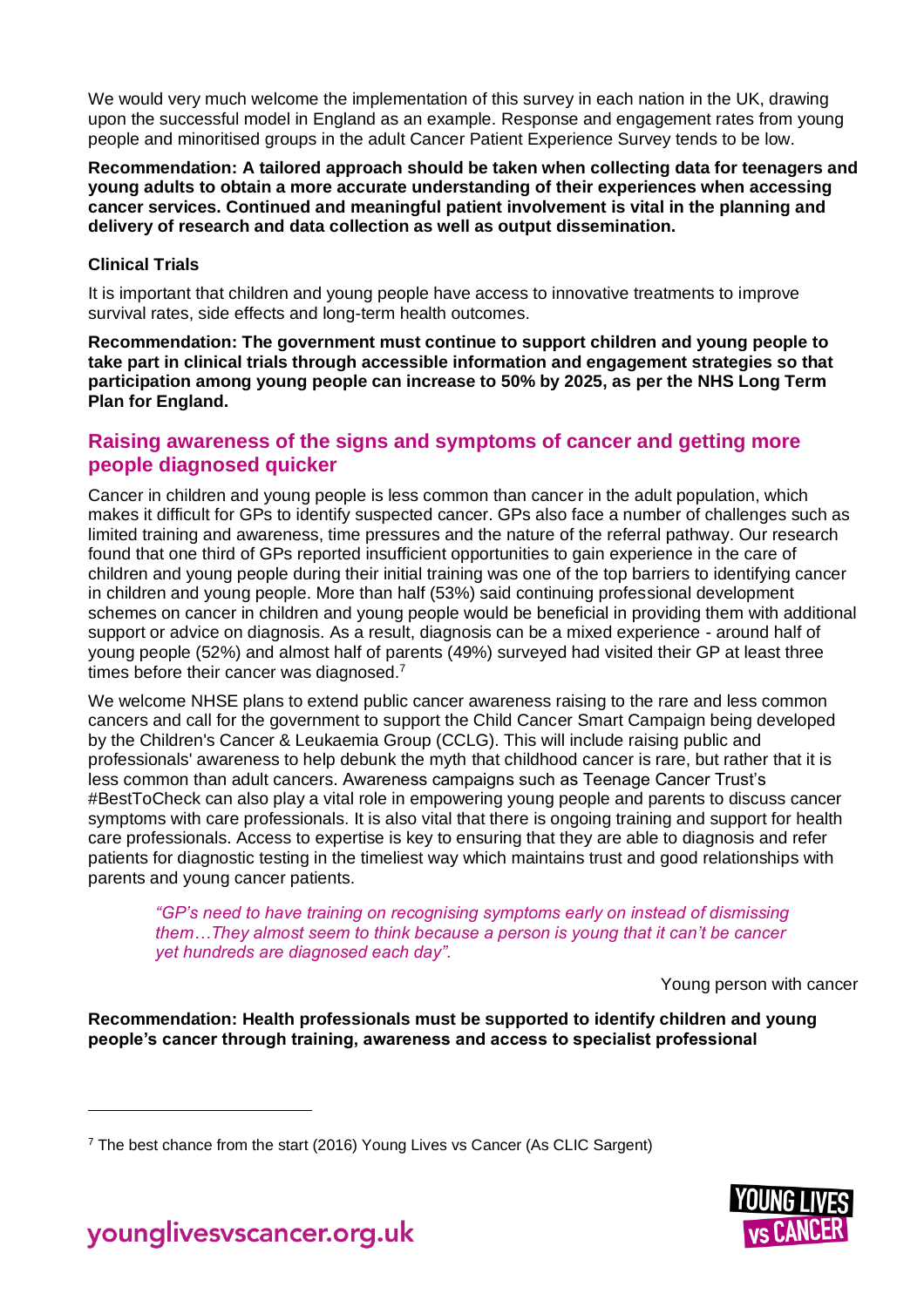We would very much welcome the implementation of this survey in each nation in the UK, drawing upon the successful model in England as an example. Response and engagement rates from young people and minoritised groups in the adult Cancer Patient Experience Survey tends to be low.

**Recommendation: A tailored approach should be taken when collecting data for teenagers and young adults to obtain a more accurate understanding of their experiences when accessing cancer services. Continued and meaningful patient involvement is vital in the planning and delivery of research and data collection as well as output dissemination.**

**Clinical Trials**

It is important that children and young people have access to innovative treatments to improve survival rates, side effects and long-term health outcomes.

**Recommendation: The government must continue to support children and young people to take part in clinical trials through accessible information and engagement strategies so that participation among young people can increase to 50% by 2025, as per the NHS Long Term Plan for England.**

## Raising awareness of the signs and symptoms of cancer and getting more people diagnosed quicker

Cancer in children and young people is less common than cancer in the adult population, which makes it difficult for GPs to identify suspected cancer. GPs also face a number of challenges such as limited training and awareness, time pressures and the nature of the referral pathway. Our research found that one third of GPs reported insufficient opportunities to gain experience in the care of children and young people during their initial training was one of the top barriers to identifying cancer in children and young people. More than half (53%) said continuing professional development schemes on cancer in children and young people would be beneficial in providing them with additional support or advice on diagnosis. As a result, diagnosis can be a mixed experience - around half of young people (52%) and almost half of parents (49%) surveyed had visited their GP at least three times before their cancer was diagnosed.[7]

We welcome NHSE plans to extend public cancer awareness raising to the rare and less common cancers and call for the government to support the Child Cancer Smart Campaign being developed by the Children's Cancer & Leukaemia Group (CCLG). This will include raising public and professionals' awareness to help debunk the myth that childhood cancer is rare, but rather that it is less common than adult cancers. Awareness campaigns such as Teenage Cancer Trust's #BestToCheck can also play a vital role in empowering young people and parents to discuss cancer symptoms with care professionals. It is also vital that there is ongoing training and support for health care professionals. Access to expertise is key to ensuring that they are able to diagnosis and refer patients for diagnostic testing in the timeliest way which maintains trust and good relationships with parents and young cancer patients.

> *"GP's need to have training on recognising symptoms early on instead of dismissing them…They almost seem to think because a person is young that it can't be cancer yet hundreds are diagnosed each day".*
>
> Young person with cancer

**Recommendation: Health professionals must be supported to identify children and young people's cancer through training, awareness and access to specialist professional**

---

[7] The best chance from the start (2016) Young Lives vs Cancer (As CLIC Sargent)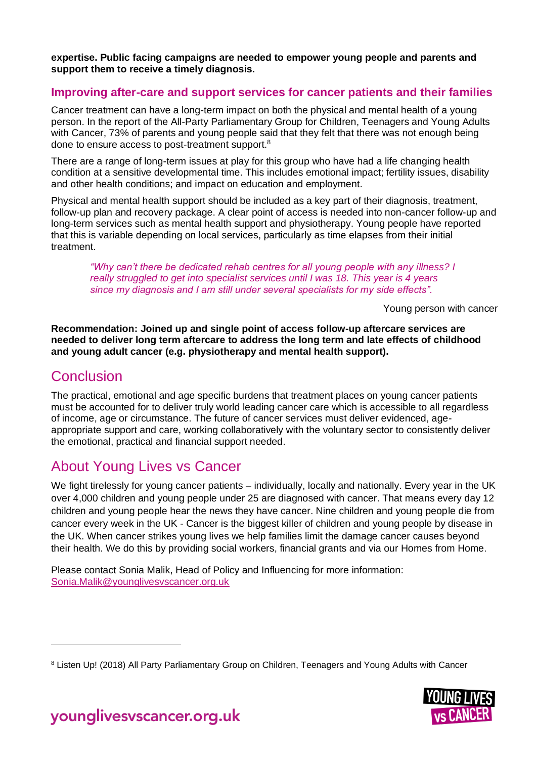**expertise. Public facing campaigns are needed to empower young people and parents and support them to receive a timely diagnosis.**

### Improving after-care and support services for cancer patients and their families

Cancer treatment can have a long-term impact on both the physical and mental health of a young person. In the report of the All-Party Parliamentary Group for Children, Teenagers and Young Adults with Cancer, 73% of parents and young people said that they felt that there was not enough being done to ensure access to post-treatment support.[8]

There are a range of long-term issues at play for this group who have had a life changing health condition at a sensitive developmental time. This includes emotional impact; fertility issues, disability and other health conditions; and impact on education and employment.

Physical and mental health support should be included as a key part of their diagnosis, treatment, follow-up plan and recovery package. A clear point of access is needed into non-cancer follow-up and long-term services such as mental health support and physiotherapy. Young people have reported that this is variable depending on local services, particularly as time elapses from their initial treatment.

> *"Why can't there be dedicated rehab centres for all young people with any illness? I really struggled to get into specialist services until I was 18. This year is 4 years since my diagnosis and I am still under several specialists for my side effects".*
>
> Young person with cancer

**Recommendation: Joined up and single point of access follow-up aftercare services are needed to deliver long term aftercare to address the long term and late effects of childhood and young adult cancer (e.g. physiotherapy and mental health support).**

## Conclusion

The practical, emotional and age specific burdens that treatment places on young cancer patients must be accounted for to deliver truly world leading cancer care which is accessible to all regardless of income, age or circumstance. The future of cancer services must deliver evidenced, age-appropriate support and care, working collaboratively with the voluntary sector to consistently deliver the emotional, practical and financial support needed.

## About Young Lives vs Cancer

We fight tirelessly for young cancer patients – individually, locally and nationally. Every year in the UK over 4,000 children and young people under 25 are diagnosed with cancer. That means every day 12 children and young people hear the news they have cancer. Nine children and young people die from cancer every week in the UK - Cancer is the biggest killer of children and young people by disease in the UK. When cancer strikes young lives we help families limit the damage cancer causes beyond their health. We do this by providing social workers, financial grants and via our Homes from Home.

Please contact Sonia Malik, Head of Policy and Influencing for more information: Sonia.Malik@younglivesvscancer.org.uk

[8] Listen Up! (2018) All Party Parliamentary Group on Children, Teenagers and Young Adults with Cancer